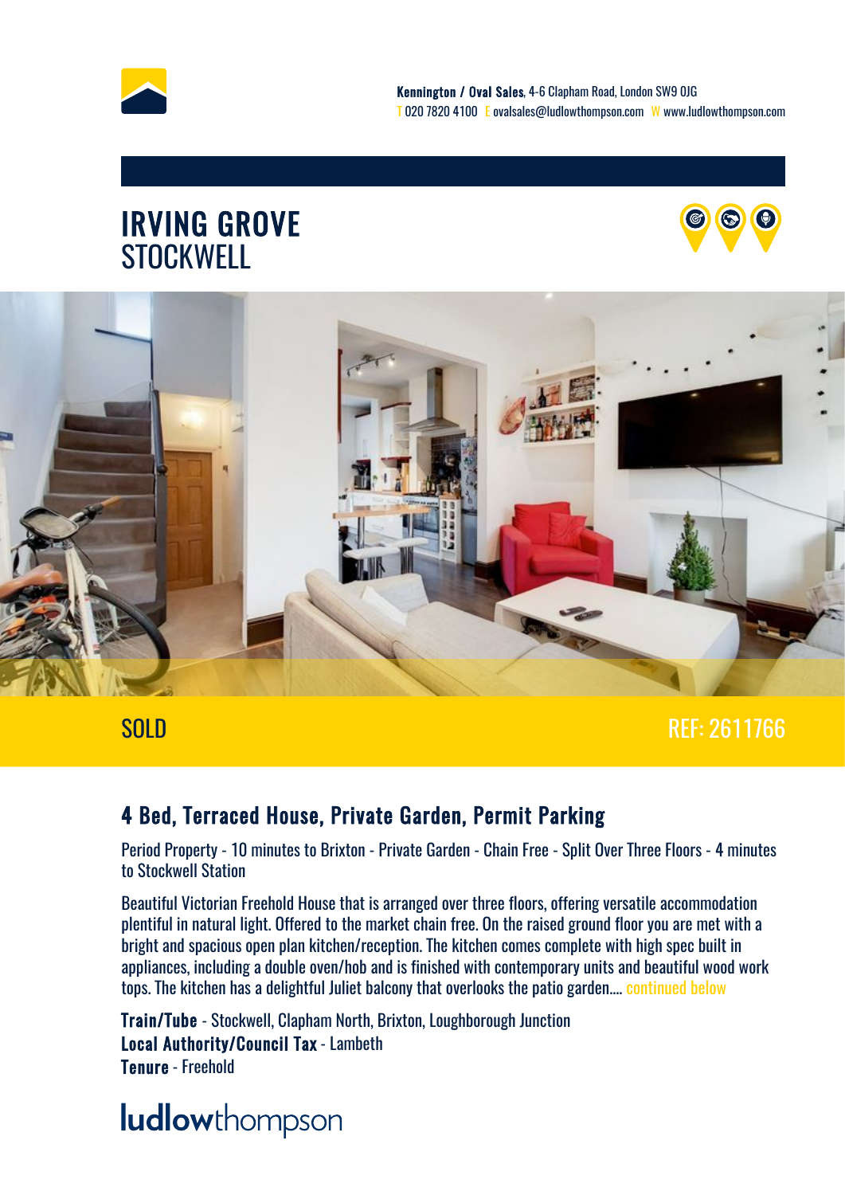**Kennington / Oval Sales**, 4-6 Clapham Road, London SW9 0JG
T 020 7820 4100 E ovalsales@ludlowthompson.com W www.ludlowthompson.com

# IRVING GROVE
## STOCKWELL

SOLD

REF: 2611766

### 4 Bed, Terraced House, Private Garden, Permit Parking

Period Property - 10 minutes to Brixton - Private Garden - Chain Free - Split Over Three Floors - 4 minutes to Stockwell Station

Beautiful Victorian Freehold House that is arranged over three floors, offering versatile accommodation plentiful in natural light. Offered to the market chain free. On the raised ground floor you are met with a bright and spacious open plan kitchen/reception. The kitchen comes complete with high spec built in appliances, including a double oven/hob and is finished with contemporary units and beautiful wood work tops. The kitchen has a delightful Juliet balcony that overlooks the patio garden.... continued below

**Train/Tube** - Stockwell, Clapham North, Brixton, Loughborough Junction
**Local Authority/Council Tax** - Lambeth
**Tenure** - Freehold

ludlowthompson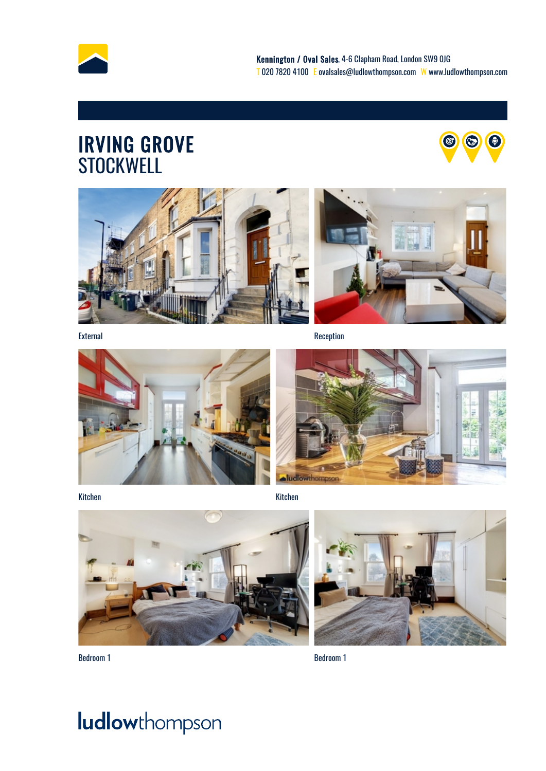**Kennington / Oval Sales**, 4-6 Clapham Road, London SW9 0JG
T 020 7820 4100 E ovalsales@ludlowthompson.com W www.ludlowthompson.com

# IRVING GROVE
## STOCKWELL

External

Reception

Kitchen

Kitchen

Bedroom 1

Bedroom 1

ludlowthompson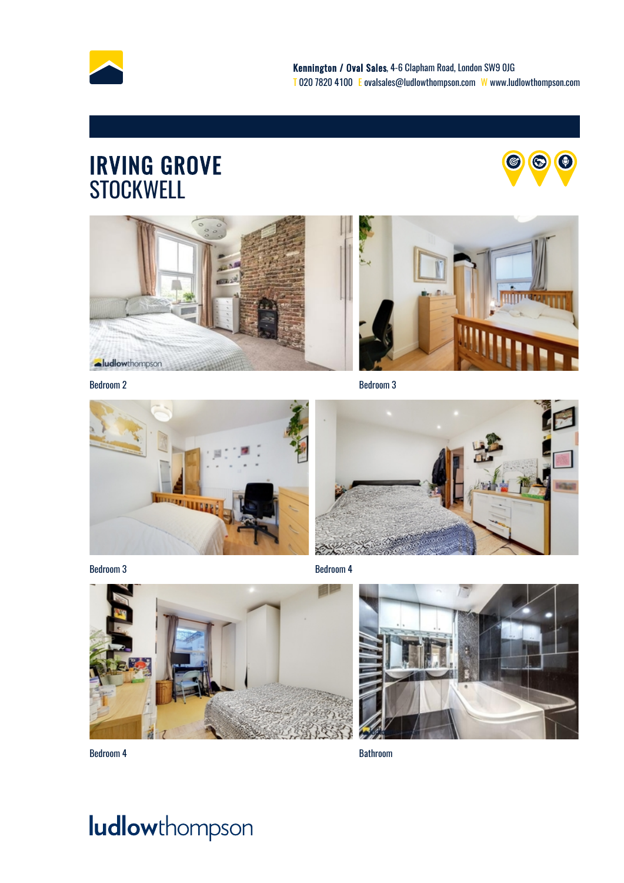**Kennington / Oval Sales**, 4-6 Clapham Road, London SW9 0JG
T 020 7820 4100 E ovalsales@ludlowthompson.com W www.ludlowthompson.com

# IRVING GROVE
## STOCKWELL

Bedroom 2

Bedroom 3

Bedroom 3

Bedroom 4

Bedroom 4

Bathroom

ludlowthompson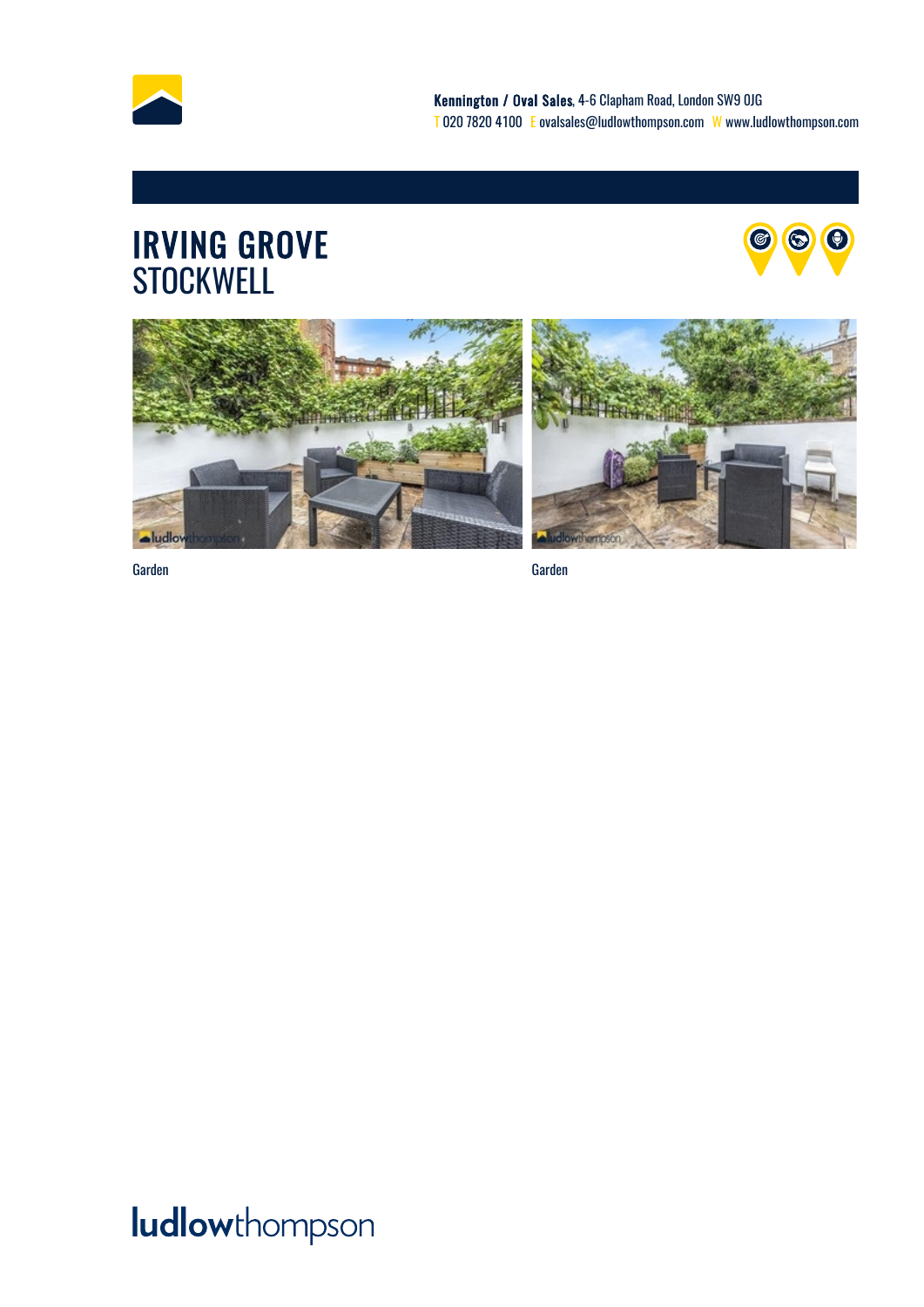# IRVING GROVE
## STOCKWELL

Garden

Garden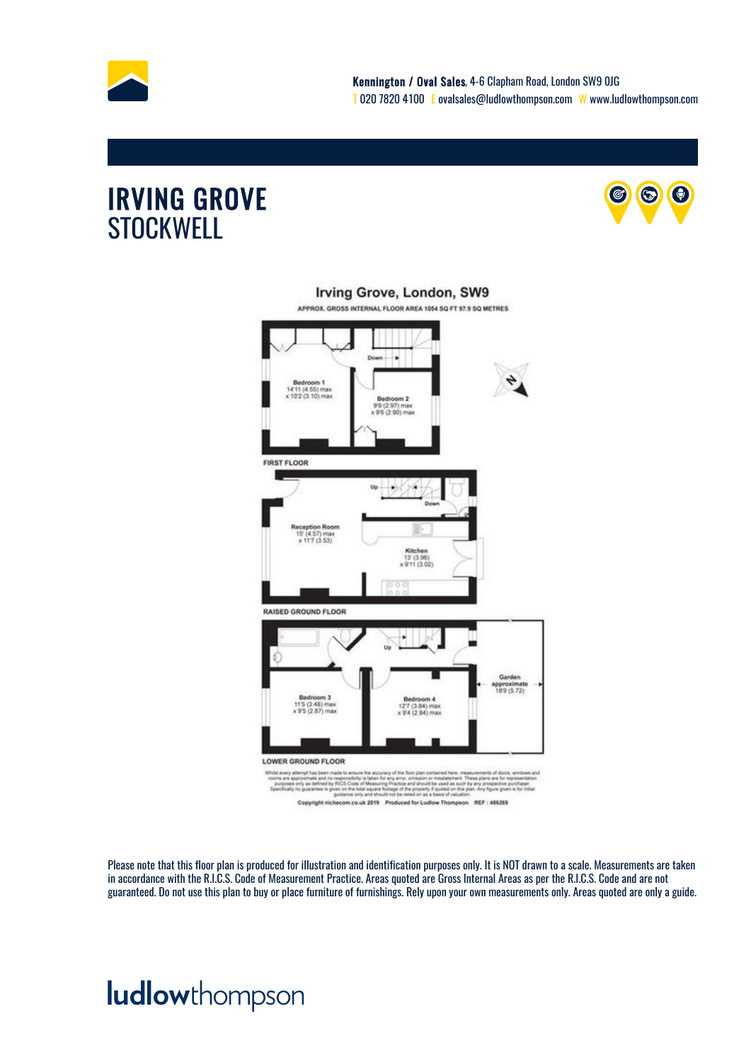**Kennington / Oval Sales**, 4-6 Clapham Road, London SW9 0JG
T 020 7820 4100 E ovalsales@ludlowthompson.com W www.ludlowthompson.com

# IRVING GROVE
## STOCKWELL

### Irving Grove, London, SW9

APPROX. GROSS INTERNAL FLOOR AREA 1054 SQ FT 97.9 SQ METRES

**FIRST FLOOR**

- Bedroom 1: 14'11 (4.55) max x 10'2 (3.10) max
- Bedroom 2: 9'9 (2.97) max x 9'6 (2.90) max

**RAISED GROUND FLOOR**

- Reception Room: 15' (4.57) max x 11'7 (3.53)
- Kitchen: 13' (3.96) x 9'11 (3.02)

**LOWER GROUND FLOOR**

- Bedroom 3: 11'5 (3.48) max x 9'5 (2.87) max
- Bedroom 4: 12'7 (3.84) max x 9'4 (2.84) max
- Garden approximate: 18'9 (5.72)

Whilst every attempt has been made to ensure the accuracy of the floor plan contained here, measurements of doors, windows and rooms are approximate and no responsibility is taken for any error, omission or misstatement. These plans are for representation purposes only as defined by RICS Code of Measuring Practice and should be used as such by any prospective purchaser. Specifically no guarantee is given on the total square footage of the property if quoted on this plan. Any figure given is for initial guidance only and should not be relied on as a basis of valuation.

Copyright nichecom.co.uk 2019 Produced for Ludlow Thompson REF : 486269

Please note that this floor plan is produced for illustration and identification purposes only. It is NOT drawn to a scale. Measurements are taken in accordance with the R.I.C.S. Code of Measurement Practice. Areas quoted are Gross Internal Areas as per the R.I.C.S. Code and are not guaranteed. Do not use this plan to buy or place furniture of furnishings. Rely upon your own measurements only. Areas quoted are only a guide.

**ludlow**thompson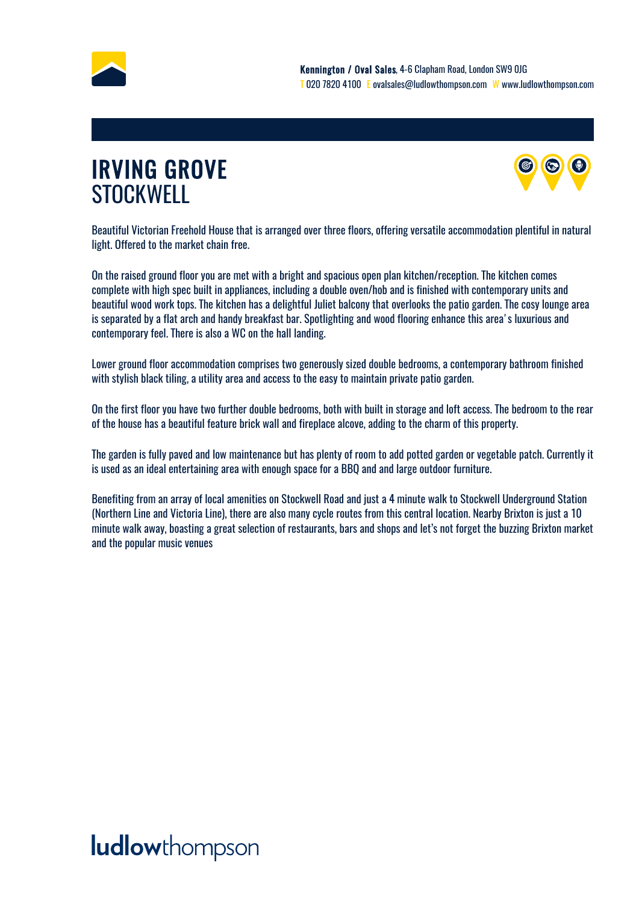**Kennington / Oval Sales**, 4-6 Clapham Road, London SW9 0JG
T 020 7820 4100 E ovalsales@ludlowthompson.com W www.ludlowthompson.com

# IRVING GROVE
## STOCKWELL

Beautiful Victorian Freehold House that is arranged over three floors, offering versatile accommodation plentiful in natural light. Offered to the market chain free.

On the raised ground floor you are met with a bright and spacious open plan kitchen/reception. The kitchen comes complete with high spec built in appliances, including a double oven/hob and is finished with contemporary units and beautiful wood work tops. The kitchen has a delightful Juliet balcony that overlooks the patio garden. The cosy lounge area is separated by a flat arch and handy breakfast bar. Spotlighting and wood flooring enhance this area' s luxurious and contemporary feel. There is also a WC on the hall landing.

Lower ground floor accommodation comprises two generously sized double bedrooms, a contemporary bathroom finished with stylish black tiling, a utility area and access to the easy to maintain private patio garden.

On the first floor you have two further double bedrooms, both with built in storage and loft access. The bedroom to the rear of the house has a beautiful feature brick wall and fireplace alcove, adding to the charm of this property.

The garden is fully paved and low maintenance but has plenty of room to add potted garden or vegetable patch. Currently it is used as an ideal entertaining area with enough space for a BBQ and and large outdoor furniture.

Benefiting from an array of local amenities on Stockwell Road and just a 4 minute walk to Stockwell Underground Station (Northern Line and Victoria Line), there are also many cycle routes from this central location. Nearby Brixton is just a 10 minute walk away, boasting a great selection of restaurants, bars and shops and let's not forget the buzzing Brixton market and the popular music venues

ludlowthompson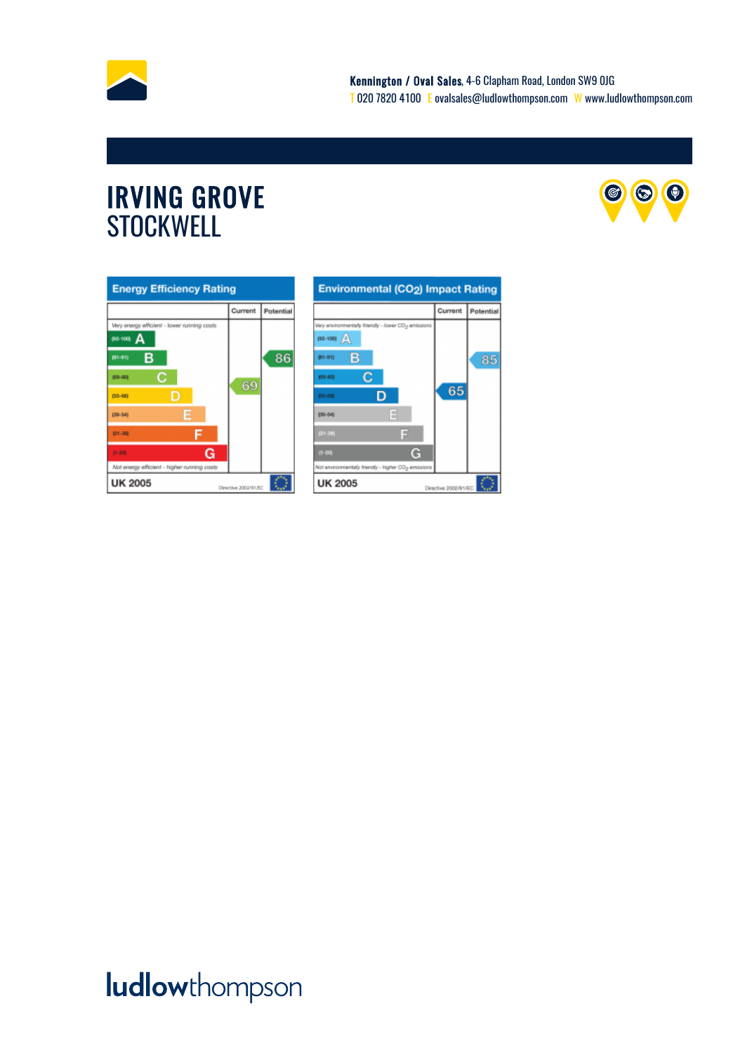**Kennington / Oval Sales**, 4-6 Clapham Road, London SW9 0JG
T 020 7820 4100 E ovalsales@ludlowthompson.com W www.ludlowthompson.com

# IRVING GROVE
## STOCKWELL

### Energy Efficiency Rating

| | Current | Potential |
|---|---|---|
| *Very energy efficient - lower running costs* | | |
| (92-100) A | | |
| (81-91) B | | 86 |
| (69-80) C | 69 | |
| (55-68) D | | |
| (39-54) E | | |
| (21-38) F | | |
| (1-20) G | | |
| *Not energy efficient - higher running costs* | | |
| **UK 2005** | Directive 2002/91/EC | |

### Environmental ($CO_2$) Impact Rating

| | Current | Potential |
|---|---|---|
| *Very environmentally friendly - lower $CO_2$ emissions* | | |
| (92-100) A | | |
| (81-91) B | | 85 |
| (69-80) C | | |
| (55-68) D | 65 | |
| (39-54) E | | |
| (21-38) F | | |
| (1-20) G | | |
| *Not environmentally friendly - higher $CO_2$ emissions* | | |
| **UK 2005** | Directive 2002/91/EC | |

ludlowthompson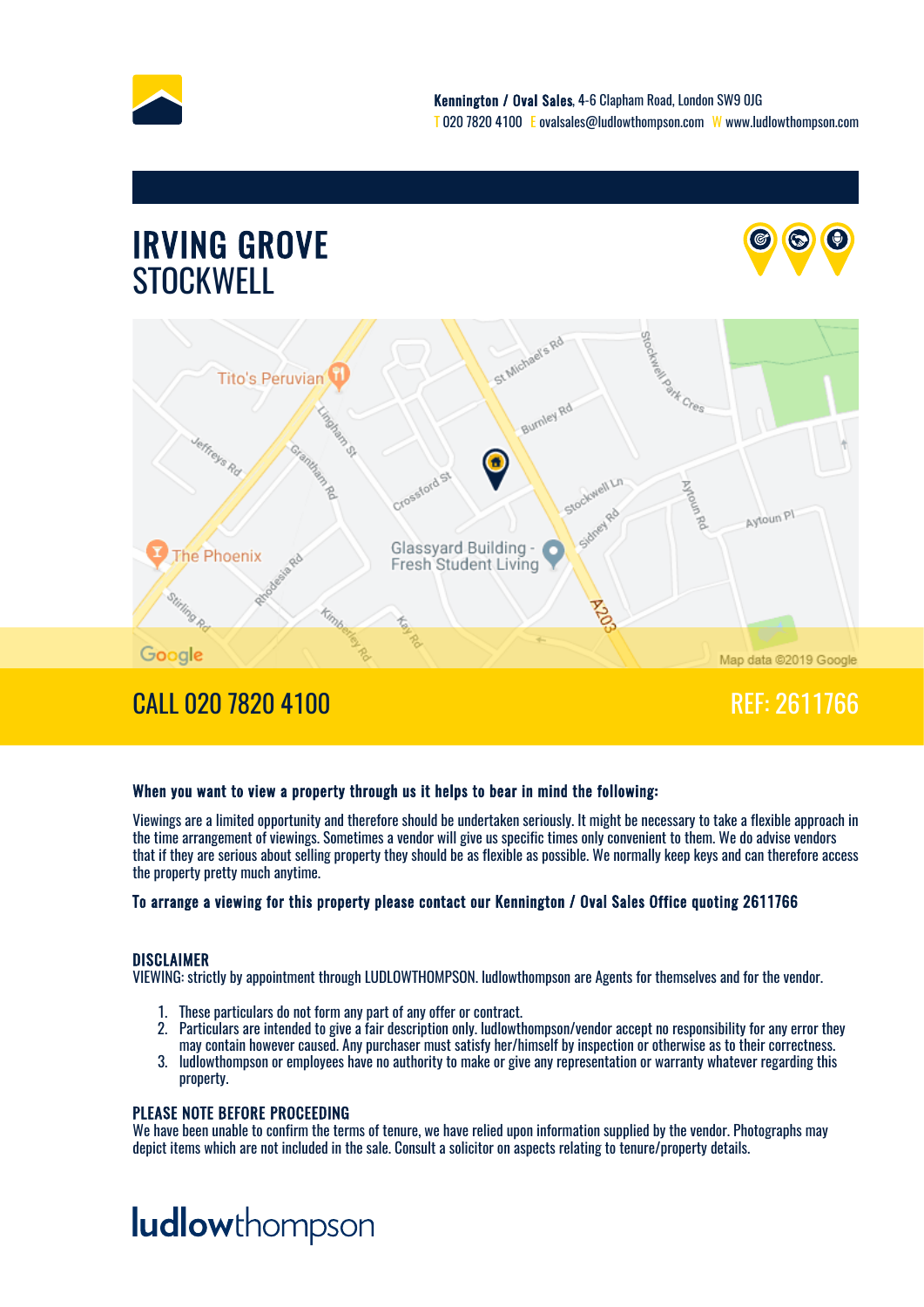**Kennington / Oval Sales**, 4-6 Clapham Road, London SW9 0JG
T 020 7820 4100 E ovalsales@ludlowthompson.com W www.ludlowthompson.com

# IRVING GROVE
## STOCKWELL

CALL 020 7820 4100

REF: 2611766

**When you want to view a property through us it helps to bear in mind the following:**

Viewings are a limited opportunity and therefore should be undertaken seriously. It might be necessary to take a flexible approach in the time arrangement of viewings. Sometimes a vendor will give us specific times only convenient to them. We do advise vendors that if they are serious about selling property they should be as flexible as possible. We normally keep keys and can therefore access the property pretty much anytime.

**To arrange a viewing for this property please contact our Kennington / Oval Sales Office quoting 2611766**

**DISCLAIMER**
VIEWING: strictly by appointment through LUDLOWTHOMPSON. ludlowthompson are Agents for themselves and for the vendor.

1. These particulars do not form any part of any offer or contract.
2. Particulars are intended to give a fair description only. ludlowthompson/vendor accept no responsibility for any error they may contain however caused. Any purchaser must satisfy her/himself by inspection or otherwise as to their correctness.
3. ludlowthompson or employees have no authority to make or give any representation or warranty whatever regarding this property.

**PLEASE NOTE BEFORE PROCEEDING**
We have been unable to confirm the terms of tenure, we have relied upon information supplied by the vendor. Photographs may depict items which are not included in the sale. Consult a solicitor on aspects relating to tenure/property details.

ludlowthompson